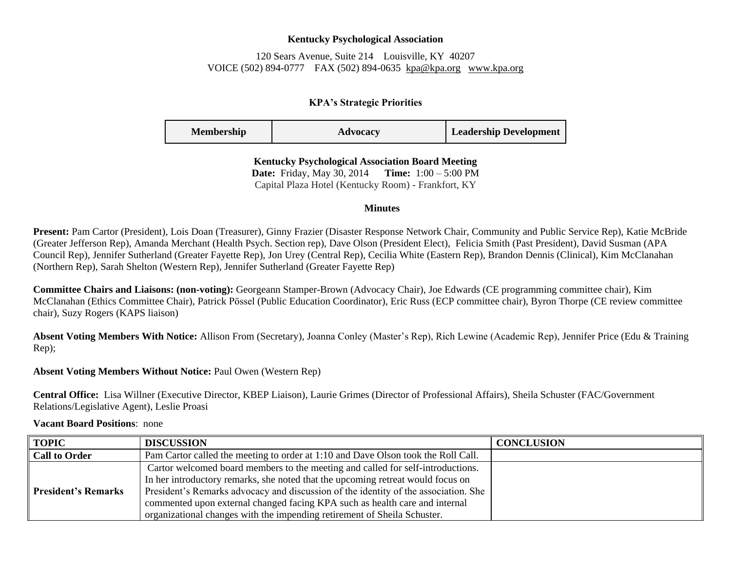**Kentucky Psychological Association**

120 Sears Avenue, Suite 214 Louisville, KY 40207
VOICE (502) 894-0777 FAX (502) 894-0635 kpa@kpa.org www.kpa.org

**KPA's Strategic Priorities**

| Membership | Advocacy | Leadership Development |
|---|---|---|

**Kentucky Psychological Association Board Meeting**
**Date:** Friday, May 30, 2014 **Time:** 1:00 – 5:00 PM
Capital Plaza Hotel (Kentucky Room) - Frankfort, KY

**Minutes**

**Present:** Pam Cartor (President), Lois Doan (Treasurer), Ginny Frazier (Disaster Response Network Chair, Community and Public Service Rep), Katie McBride (Greater Jefferson Rep), Amanda Merchant (Health Psych. Section rep), Dave Olson (President Elect), Felicia Smith (Past President), David Susman (APA Council Rep), Jennifer Sutherland (Greater Fayette Rep), Jon Urey (Central Rep), Cecilia White (Eastern Rep), Brandon Dennis (Clinical), Kim McClanahan (Northern Rep), Sarah Shelton (Western Rep), Jennifer Sutherland (Greater Fayette Rep)

**Committee Chairs and Liaisons: (non-voting):** Georgeann Stamper-Brown (Advocacy Chair), Joe Edwards (CE programming committee chair), Kim McClanahan (Ethics Committee Chair), Patrick Pössel (Public Education Coordinator), Eric Russ (ECP committee chair), Byron Thorpe (CE review committee chair), Suzy Rogers (KAPS liaison)

**Absent Voting Members With Notice:** Allison From (Secretary), Joanna Conley (Master's Rep), Rich Lewine (Academic Rep), Jennifer Price (Edu & Training Rep);

**Absent Voting Members Without Notice:** Paul Owen (Western Rep)

**Central Office:** Lisa Willner (Executive Director, KBEP Liaison), Laurie Grimes (Director of Professional Affairs), Sheila Schuster (FAC/Government Relations/Legislative Agent), Leslie Proasi

**Vacant Board Positions**: none

| TOPIC | DISCUSSION | CONCLUSION |
|---|---|---|
| **Call to Order** | Pam Cartor called the meeting to order at 1:10 and Dave Olson took the Roll Call. | |
| **President's Remarks** | Cartor welcomed board members to the meeting and called for self-introductions. In her introductory remarks, she noted that the upcoming retreat would focus on President's Remarks advocacy and discussion of the identity of the association. She commented upon external changed facing KPA such as health care and internal organizational changes with the impending retirement of Sheila Schuster. | |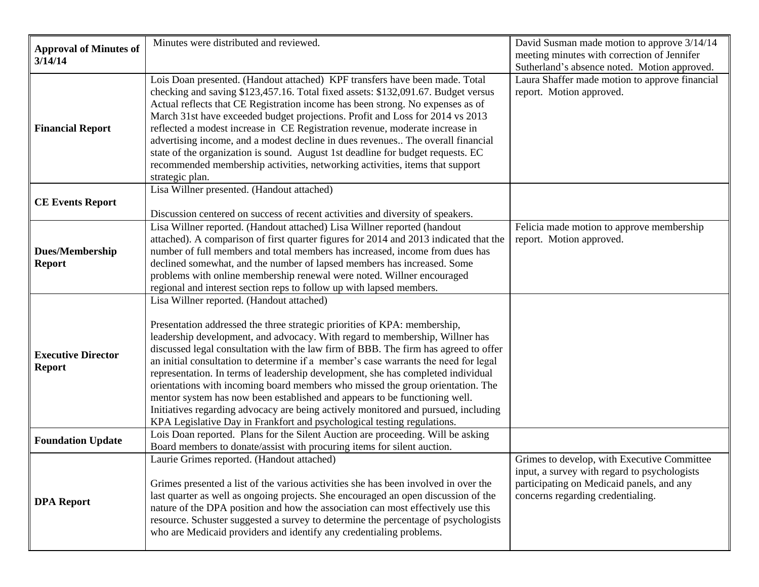| | | |
|---|---|---|
| **Approval of Minutes of 3/14/14** | Minutes were distributed and reviewed. | David Susman made motion to approve 3/14/14 meeting minutes with correction of Jennifer Sutherland's absence noted. Motion approved. |
| **Financial Report** | Lois Doan presented. (Handout attached) KPF transfers have been made. Total checking and saving $123,457.16. Total fixed assets: $132,091.67. Budget versus Actual reflects that CE Registration income has been strong. No expenses as of March 31st have exceeded budget projections. Profit and Loss for 2014 vs 2013 reflected a modest increase in CE Registration revenue, moderate increase in advertising income, and a modest decline in dues revenues.. The overall financial state of the organization is sound. August 1st deadline for budget requests. EC recommended membership activities, networking activities, items that support strategic plan. | Laura Shaffer made motion to approve financial report. Motion approved. |
| **CE Events Report** | Lisa Willner presented. (Handout attached)<br><br>Discussion centered on success of recent activities and diversity of speakers. | |
| **Dues/Membership Report** | Lisa Willner reported. (Handout attached) Lisa Willner reported (handout attached). A comparison of first quarter figures for 2014 and 2013 indicated that the number of full members and total members has increased, income from dues has declined somewhat, and the number of lapsed members has increased. Some problems with online membership renewal were noted. Willner encouraged regional and interest section reps to follow up with lapsed members. | Felicia made motion to approve membership report. Motion approved. |
| **Executive Director Report** | Lisa Willner reported. (Handout attached)<br><br>Presentation addressed the three strategic priorities of KPA: membership, leadership development, and advocacy. With regard to membership, Willner has discussed legal consultation with the law firm of BBB. The firm has agreed to offer an initial consultation to determine if a member's case warrants the need for legal representation. In terms of leadership development, she has completed individual orientations with incoming board members who missed the group orientation. The mentor system has now been established and appears to be functioning well. Initiatives regarding advocacy are being actively monitored and pursued, including KPA Legislative Day in Frankfort and psychological testing regulations. | |
| **Foundation Update** | Lois Doan reported. Plans for the Silent Auction are proceeding. Will be asking Board members to donate/assist with procuring items for silent auction. | |
| **DPA Report** | Laurie Grimes reported. (Handout attached)<br><br>Grimes presented a list of the various activities she has been involved in over the last quarter as well as ongoing projects. She encouraged an open discussion of the nature of the DPA position and how the association can most effectively use this resource. Schuster suggested a survey to determine the percentage of psychologists who are Medicaid providers and identify any credentialing problems. | Grimes to develop, with Executive Committee input, a survey with regard to psychologists participating on Medicaid panels, and any concerns regarding credentialing. |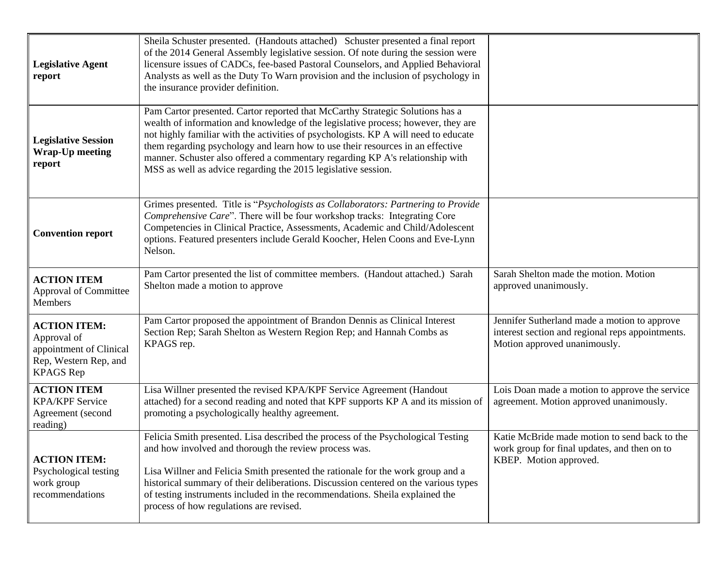| | | |
|---|---|---|
| **Legislative Agent report** | Sheila Schuster presented. (Handouts attached) Schuster presented a final report of the 2014 General Assembly legislative session. Of note during the session were licensure issues of CADCs, fee-based Pastoral Counselors, and Applied Behavioral Analysts as well as the Duty To Warn provision and the inclusion of psychology in the insurance provider definition. | |
| **Legislative Session Wrap-Up meeting report** | Pam Cartor presented. Cartor reported that McCarthy Strategic Solutions has a wealth of information and knowledge of the legislative process; however, they are not highly familiar with the activities of psychologists. KP A will need to educate them regarding psychology and learn how to use their resources in an effective manner. Schuster also offered a commentary regarding KP A's relationship with MSS as well as advice regarding the 2015 legislative session. | |
| **Convention report** | Grimes presented. Title is "*Psychologists as Collaborators: Partnering to Provide Comprehensive Care*". There will be four workshop tracks: Integrating Core Competencies in Clinical Practice, Assessments, Academic and Child/Adolescent options. Featured presenters include Gerald Koocher, Helen Coons and Eve-Lynn Nelson. | |
| **ACTION ITEM** Approval of Committee Members | Pam Cartor presented the list of committee members. (Handout attached.) Sarah Shelton made a motion to approve | Sarah Shelton made the motion. Motion approved unanimously. |
| **ACTION ITEM:** Approval of appointment of Clinical Rep, Western Rep, and KPAGS Rep | Pam Cartor proposed the appointment of Brandon Dennis as Clinical Interest Section Rep; Sarah Shelton as Western Region Rep; and Hannah Combs as KPAGS rep. | Jennifer Sutherland made a motion to approve interest section and regional reps appointments. Motion approved unanimously. |
| **ACTION ITEM** KPA/KPF Service Agreement (second reading) | Lisa Willner presented the revised KPA/KPF Service Agreement (Handout attached) for a second reading and noted that KPF supports KP A and its mission of promoting a psychologically healthy agreement. | Lois Doan made a motion to approve the service agreement. Motion approved unanimously. |
| **ACTION ITEM:** Psychological testing work group recommendations | Felicia Smith presented. Lisa described the process of the Psychological Testing and how involved and thorough the review process was.<br><br>Lisa Willner and Felicia Smith presented the rationale for the work group and a historical summary of their deliberations. Discussion centered on the various types of testing instruments included in the recommendations. Sheila explained the process of how regulations are revised. | Katie McBride made motion to send back to the work group for final updates, and then on to KBEP. Motion approved. |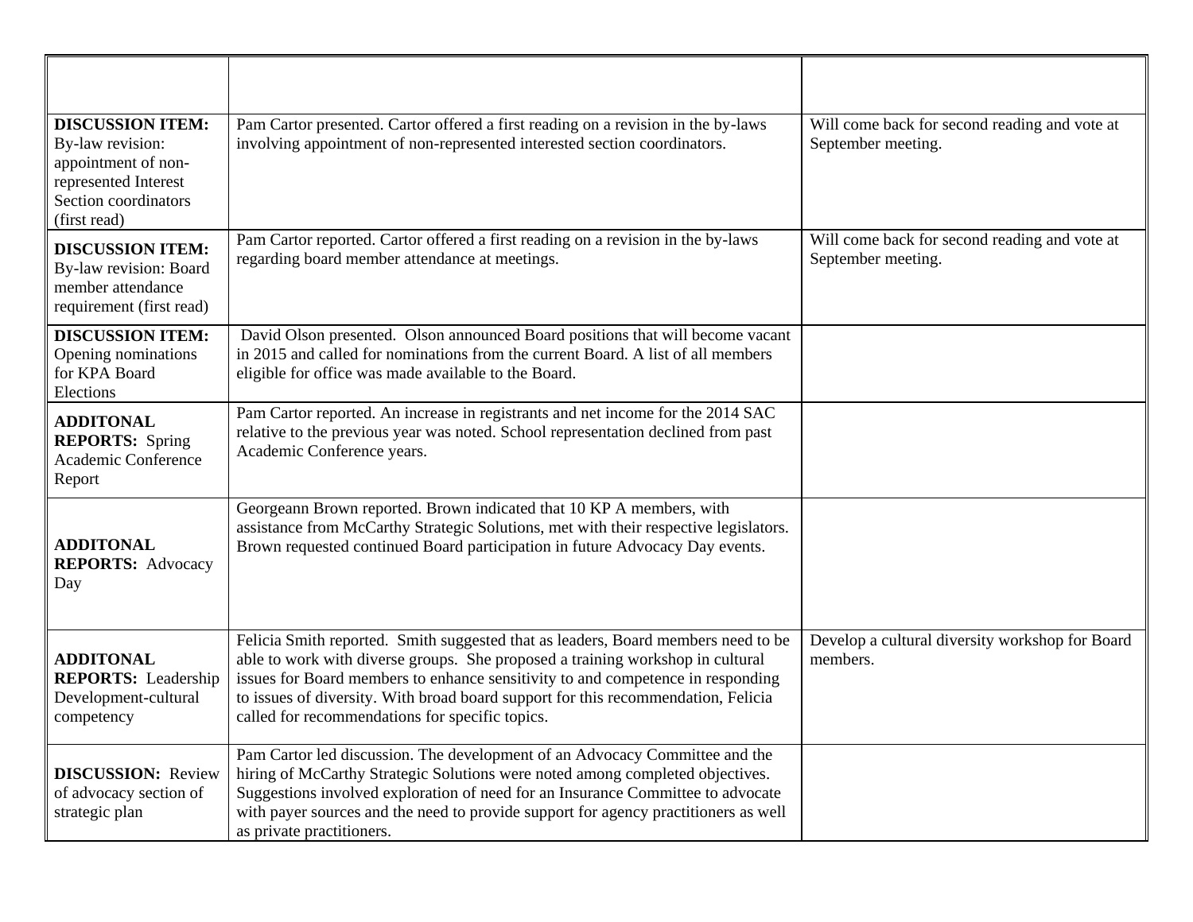| | | |
|---|---|---|
| **DISCUSSION ITEM:** By-law revision: appointment of non-represented Interest Section coordinators (first read) | Pam Cartor presented. Cartor offered a first reading on a revision in the by-laws involving appointment of non-represented interested section coordinators. | Will come back for second reading and vote at September meeting. |
| **DISCUSSION ITEM:** By-law revision: Board member attendance requirement (first read) | Pam Cartor reported. Cartor offered a first reading on a revision in the by-laws regarding board member attendance at meetings. | Will come back for second reading and vote at September meeting. |
| **DISCUSSION ITEM:** Opening nominations for KPA Board Elections | David Olson presented. Olson announced Board positions that will become vacant in 2015 and called for nominations from the current Board. A list of all members eligible for office was made available to the Board. | |
| **ADDITONAL REPORTS:** Spring Academic Conference Report | Pam Cartor reported. An increase in registrants and net income for the 2014 SAC relative to the previous year was noted. School representation declined from past Academic Conference years. | |
| **ADDITONAL REPORTS:** Advocacy Day | Georgeann Brown reported. Brown indicated that 10 KP A members, with assistance from McCarthy Strategic Solutions, met with their respective legislators. Brown requested continued Board participation in future Advocacy Day events. | |
| **ADDITONAL REPORTS:** Leadership Development-cultural competency | Felicia Smith reported. Smith suggested that as leaders, Board members need to be able to work with diverse groups. She proposed a training workshop in cultural issues for Board members to enhance sensitivity to and competence in responding to issues of diversity. With broad board support for this recommendation, Felicia called for recommendations for specific topics. | Develop a cultural diversity workshop for Board members. |
| **DISCUSSION:** Review of advocacy section of strategic plan | Pam Cartor led discussion. The development of an Advocacy Committee and the hiring of McCarthy Strategic Solutions were noted among completed objectives. Suggestions involved exploration of need for an Insurance Committee to advocate with payer sources and the need to provide support for agency practitioners as well as private practitioners. | |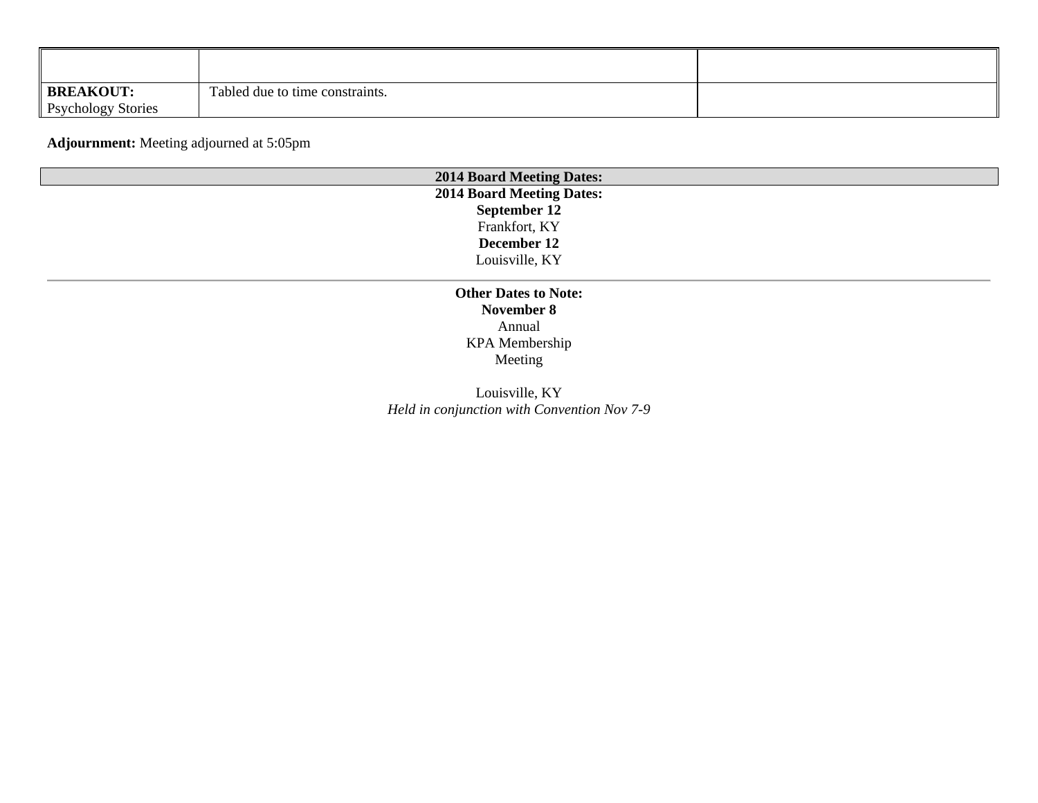| | | |
|---|---|---|
| | | |
| **BREAKOUT:** Psychology Stories | Tabled due to time constraints. | |

**Adjournment:** Meeting adjourned at 5:05pm

**2014 Board Meeting Dates:**

**2014 Board Meeting Dates:**

**September 12**
Frankfort, KY

**December 12**
Louisville, KY

---

**Other Dates to Note:**

**November 8**
Annual
KPA Membership
Meeting

Louisville, KY
*Held in conjunction with Convention Nov 7-9*